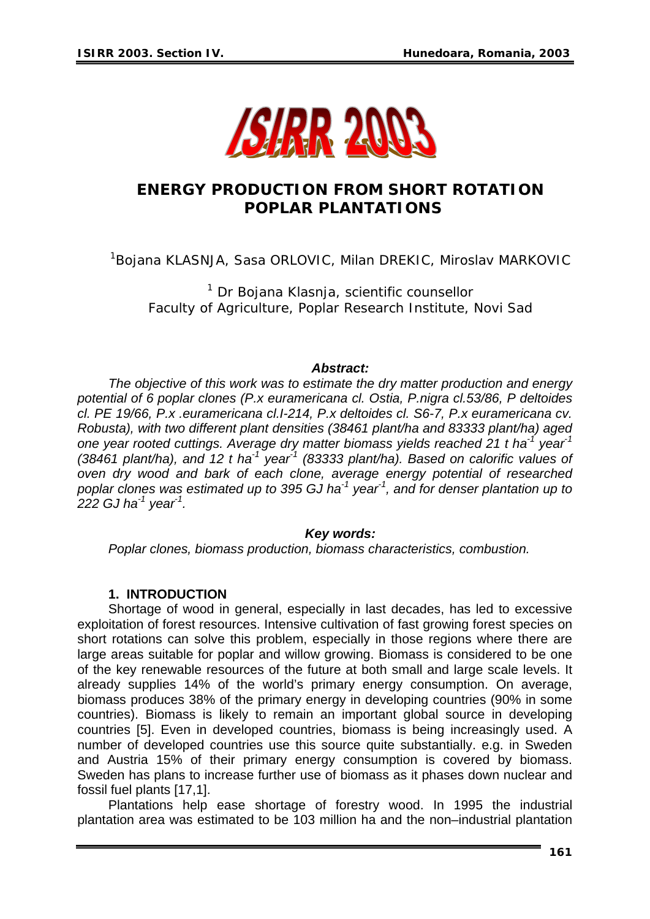# ENERGY PRODUCTION FROM SHORT ROTATION POPLAR PLANTATIONS

[1]Bojana KLASNJA, Sasa ORLOVIC, Milan DREKIC, Miroslav MARKOVIC

[1] Dr Bojana Klasnja, scientific counsellor
Faculty of Agriculture, Poplar Research Institute, Novi Sad

***Abstract:***

*The objective of this work was to estimate the dry matter production and energy potential of 6 poplar clones (P.x euramericana cl. Ostia, P.nigra cl.53/86, P deltoides cl. PE 19/66, P.x .euramericana cl.I-214, P.x deltoides cl. S6-7, P.x euramericana cv. Robusta), with two different plant densities (38461 plant/ha and 83333 plant/ha) aged one year rooted cuttings. Average dry matter biomass yields reached 21 t ha$^{-1}$ year$^{-1}$ (38461 plant/ha), and 12 t ha$^{-1}$ year$^{-1}$ (83333 plant/ha). Based on calorific values of oven dry wood and bark of each clone, average energy potential of researched poplar clones was estimated up to 395 GJ ha$^{-1}$ year$^{-1}$, and for denser plantation up to 222 GJ ha$^{-1}$ year$^{-1}$.*

***Key words:***

*Poplar clones, biomass production, biomass characteristics, combustion.*

## 1. INTRODUCTION

Shortage of wood in general, especially in last decades, has led to excessive exploitation of forest resources. Intensive cultivation of fast growing forest species on short rotations can solve this problem, especially in those regions where there are large areas suitable for poplar and willow growing. Biomass is considered to be one of the key renewable resources of the future at both small and large scale levels. It already supplies 14% of the world's primary energy consumption. On average, biomass produces 38% of the primary energy in developing countries (90% in some countries). Biomass is likely to remain an important global source in developing countries [5]. Even in developed countries, biomass is being increasingly used. A number of developed countries use this source quite substantially. e.g. in Sweden and Austria 15% of their primary energy consumption is covered by biomass. Sweden has plans to increase further use of biomass as it phases down nuclear and fossil fuel plants [17,1].

Plantations help ease shortage of forestry wood. In 1995 the industrial plantation area was estimated to be 103 million ha and the non–industrial plantation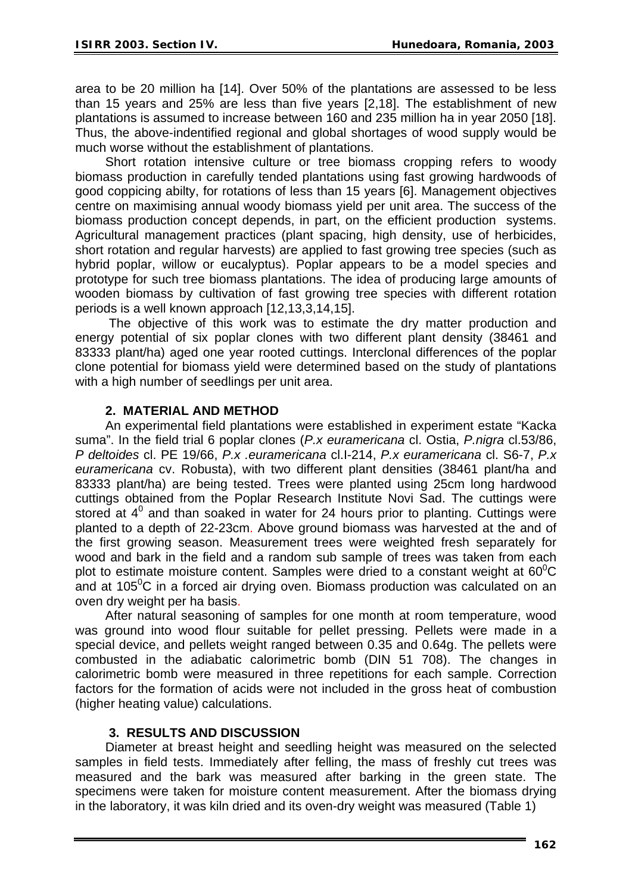area to be 20 million ha [14]. Over 50% of the plantations are assessed to be less than 15 years and 25% are less than five years [2,18]. The establishment of new plantations is assumed to increase between 160 and 235 million ha in year 2050 [18]. Thus, the above-indentified regional and global shortages of wood supply would be much worse without the establishment of plantations.

Short rotation intensive culture or tree biomass cropping refers to woody biomass production in carefully tended plantations using fast growing hardwoods of good coppicing abilty, for rotations of less than 15 years [6]. Management objectives centre on maximising annual woody biomass yield per unit area. The success of the biomass production concept depends, in part, on the efficient production systems. Agricultural management practices (plant spacing, high density, use of herbicides, short rotation and regular harvests) are applied to fast growing tree species (such as hybrid poplar, willow or eucalyptus). Poplar appears to be a model species and prototype for such tree biomass plantations. The idea of producing large amounts of wooden biomass by cultivation of fast growing tree species with different rotation periods is a well known approach [12,13,3,14,15].

The objective of this work was to estimate the dry matter production and energy potential of six poplar clones with two different plant density (38461 and 83333 plant/ha) aged one year rooted cuttings. Interclonal differences of the poplar clone potential for biomass yield were determined based on the study of plantations with a high number of seedlings per unit area.

## 2. MATERIAL AND METHOD

An experimental field plantations were established in experiment estate "Kacka suma". In the field trial 6 poplar clones (*P.x euramericana* cl. Ostia, *P.nigra* cl.53/86, *P deltoides* cl. PE 19/66, *P.x .euramericana* cl.I-214, *P.x euramericana* cl. S6-7, *P.x euramericana* cv. Robusta), with two different plant densities (38461 plant/ha and 83333 plant/ha) are being tested. Trees were planted using 25cm long hardwood cuttings obtained from the Poplar Research Institute Novi Sad. The cuttings were stored at $4^0$ and than soaked in water for 24 hours prior to planting. Cuttings were planted to a depth of 22-23cm. Above ground biomass was harvested at the and of the first growing season. Measurement trees were weighted fresh separately for wood and bark in the field and a random sub sample of trees was taken from each plot to estimate moisture content. Samples were dried to a constant weight at $60^0$C and at $105^0$C in a forced air drying oven. Biomass production was calculated on an oven dry weight per ha basis.

After natural seasoning of samples for one month at room temperature, wood was ground into wood flour suitable for pellet pressing. Pellets were made in a special device, and pellets weight ranged between 0.35 and 0.64g. The pellets were combusted in the adiabatic calorimetric bomb (DIN 51 708). The changes in calorimetric bomb were measured in three repetitions for each sample. Correction factors for the formation of acids were not included in the gross heat of combustion (higher heating value) calculations.

## 3. RESULTS AND DISCUSSION

Diameter at breast height and seedling height was measured on the selected samples in field tests. Immediately after felling, the mass of freshly cut trees was measured and the bark was measured after barking in the green state. The specimens were taken for moisture content measurement. After the biomass drying in the laboratory, it was kiln dried and its oven-dry weight was measured (Table 1)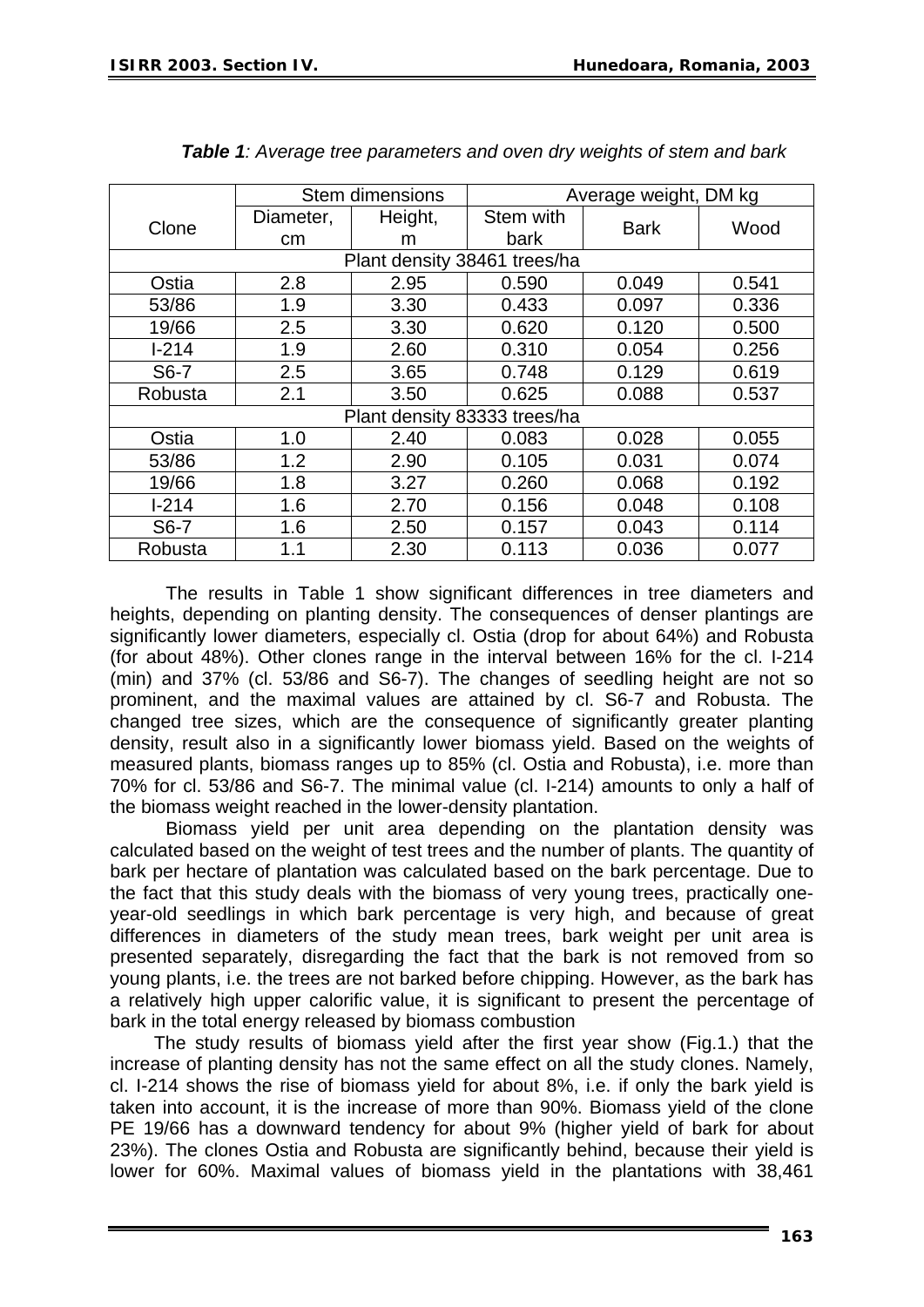***Table 1****: Average tree parameters and oven dry weights of stem and bark*

| Clone | Stem dimensions | | Average weight, DM kg | | |
|---|---|---|---|---|---|
| | Diameter, cm | Height, m | Stem with bark | Bark | Wood |
| Plant density 38461 trees/ha | | | | | |
| Ostia | 2.8 | 2.95 | 0.590 | 0.049 | 0.541 |
| 53/86 | 1.9 | 3.30 | 0.433 | 0.097 | 0.336 |
| 19/66 | 2.5 | 3.30 | 0.620 | 0.120 | 0.500 |
| I-214 | 1.9 | 2.60 | 0.310 | 0.054 | 0.256 |
| S6-7 | 2.5 | 3.65 | 0.748 | 0.129 | 0.619 |
| Robusta | 2.1 | 3.50 | 0.625 | 0.088 | 0.537 |
| Plant density 83333 trees/ha | | | | | |
| Ostia | 1.0 | 2.40 | 0.083 | 0.028 | 0.055 |
| 53/86 | 1.2 | 2.90 | 0.105 | 0.031 | 0.074 |
| 19/66 | 1.8 | 3.27 | 0.260 | 0.068 | 0.192 |
| I-214 | 1.6 | 2.70 | 0.156 | 0.048 | 0.108 |
| S6-7 | 1.6 | 2.50 | 0.157 | 0.043 | 0.114 |
| Robusta | 1.1 | 2.30 | 0.113 | 0.036 | 0.077 |

The results in Table 1 show significant differences in tree diameters and heights, depending on planting density. The consequences of denser plantings are significantly lower diameters, especially cl. Ostia (drop for about 64%) and Robusta (for about 48%). Other clones range in the interval between 16% for the cl. I-214 (min) and 37% (cl. 53/86 and S6-7). The changes of seedling height are not so prominent, and the maximal values are attained by cl. S6-7 and Robusta. The changed tree sizes, which are the consequence of significantly greater planting density, result also in a significantly lower biomass yield. Based on the weights of measured plants, biomass ranges up to 85% (cl. Ostia and Robusta), i.e. more than 70% for cl. 53/86 and S6-7. The minimal value (cl. I-214) amounts to only a half of the biomass weight reached in the lower-density plantation.

Biomass yield per unit area depending on the plantation density was calculated based on the weight of test trees and the number of plants. The quantity of bark per hectare of plantation was calculated based on the bark percentage. Due to the fact that this study deals with the biomass of very young trees, practically one-year-old seedlings in which bark percentage is very high, and because of great differences in diameters of the study mean trees, bark weight per unit area is presented separately, disregarding the fact that the bark is not removed from so young plants, i.e. the trees are not barked before chipping. However, as the bark has a relatively high upper calorific value, it is significant to present the percentage of bark in the total energy released by biomass combustion

The study results of biomass yield after the first year show (Fig.1.) that the increase of planting density has not the same effect on all the study clones. Namely, cl. I-214 shows the rise of biomass yield for about 8%, i.e. if only the bark yield is taken into account, it is the increase of more than 90%. Biomass yield of the clone PE 19/66 has a downward tendency for about 9% (higher yield of bark for about 23%). The clones Ostia and Robusta are significantly behind, because their yield is lower for 60%. Maximal values of biomass yield in the plantations with 38,461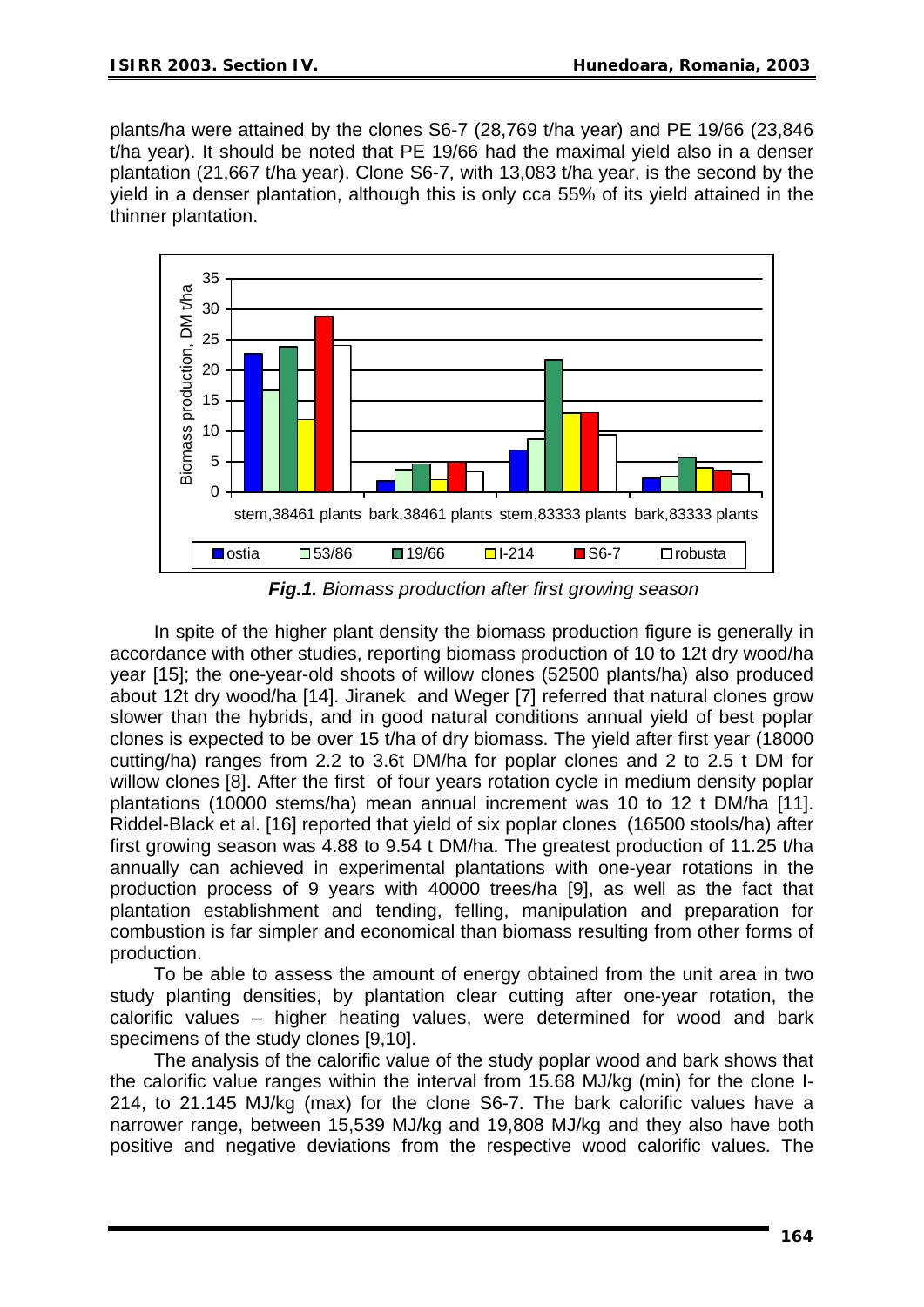plants/ha were attained by the clones S6-7 (28,769 t/ha year) and PE 19/66 (23,846 t/ha year). It should be noted that PE 19/66 had the maximal yield also in a denser plantation (21,667 t/ha year). Clone S6-7, with 13,083 t/ha year, is the second by the yield in a denser plantation, although this is only cca 55% of its yield attained in the thinner plantation.

***Fig.1.*** *Biomass production after first growing season*

In spite of the higher plant density the biomass production figure is generally in accordance with other studies, reporting biomass production of 10 to 12t dry wood/ha year [15]; the one-year-old shoots of willow clones (52500 plants/ha) also produced about 12t dry wood/ha [14]. Jiranek and Weger [7] referred that natural clones grow slower than the hybrids, and in good natural conditions annual yield of best poplar clones is expected to be over 15 t/ha of dry biomass. The yield after first year (18000 cutting/ha) ranges from 2.2 to 3.6t DM/ha for poplar clones and 2 to 2.5 t DM for willow clones [8]. After the first of four years rotation cycle in medium density poplar plantations (10000 stems/ha) mean annual increment was 10 to 12 t DM/ha [11]. Riddel-Black et al. [16] reported that yield of six poplar clones (16500 stools/ha) after first growing season was 4.88 to 9.54 t DM/ha. The greatest production of 11.25 t/ha annually can achieved in experimental plantations with one-year rotations in the production process of 9 years with 40000 trees/ha [9], as well as the fact that plantation establishment and tending, felling, manipulation and preparation for combustion is far simpler and economical than biomass resulting from other forms of production.

To be able to assess the amount of energy obtained from the unit area in two study planting densities, by plantation clear cutting after one-year rotation, the calorific values – higher heating values, were determined for wood and bark specimens of the study clones [9,10].

The analysis of the calorific value of the study poplar wood and bark shows that the calorific value ranges within the interval from 15.68 MJ/kg (min) for the clone I-214, to 21.145 MJ/kg (max) for the clone S6-7. The bark calorific values have a narrower range, between 15,539 MJ/kg and 19,808 MJ/kg and they also have both positive and negative deviations from the respective wood calorific values. The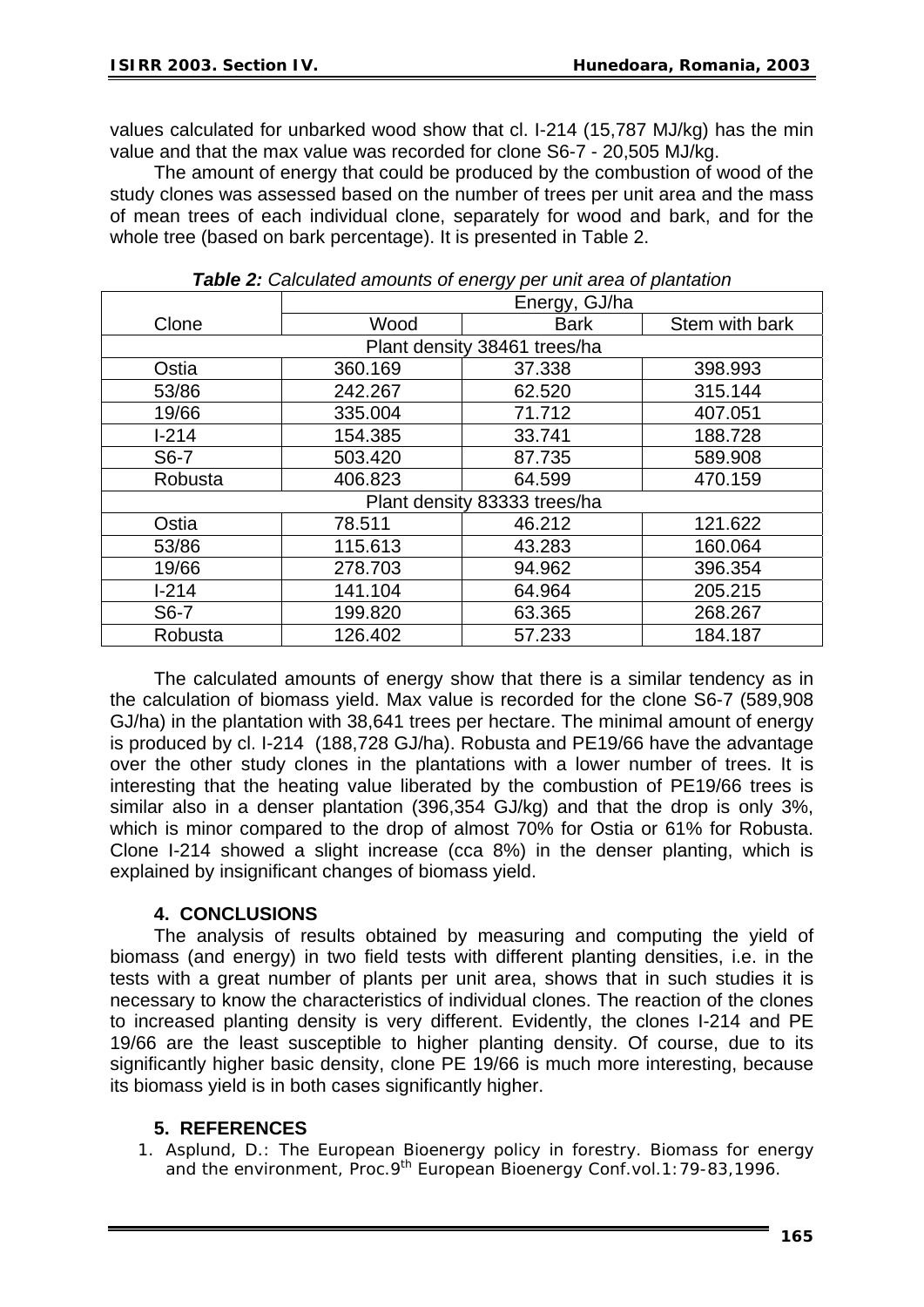values calculated for unbarked wood show that cl. I-214 (15,787 MJ/kg) has the min value and that the max value was recorded for clone S6-7 - 20,505 MJ/kg.

The amount of energy that could be produced by the combustion of wood of the study clones was assessed based on the number of trees per unit area and the mass of mean trees of each individual clone, separately for wood and bark, and for the whole tree (based on bark percentage). It is presented in Table 2.

***Table 2:*** *Calculated amounts of energy per unit area of plantation*

| Clone | Energy, GJ/ha | | |
|---|---|---|---|
| | Wood | Bark | Stem with bark |
| Plant density 38461 trees/ha | | | |
| Ostia | 360.169 | 37.338 | 398.993 |
| 53/86 | 242.267 | 62.520 | 315.144 |
| 19/66 | 335.004 | 71.712 | 407.051 |
| I-214 | 154.385 | 33.741 | 188.728 |
| S6-7 | 503.420 | 87.735 | 589.908 |
| Robusta | 406.823 | 64.599 | 470.159 |
| Plant density 83333 trees/ha | | | |
| Ostia | 78.511 | 46.212 | 121.622 |
| 53/86 | 115.613 | 43.283 | 160.064 |
| 19/66 | 278.703 | 94.962 | 396.354 |
| I-214 | 141.104 | 64.964 | 205.215 |
| S6-7 | 199.820 | 63.365 | 268.267 |
| Robusta | 126.402 | 57.233 | 184.187 |

The calculated amounts of energy show that there is a similar tendency as in the calculation of biomass yield. Max value is recorded for the clone S6-7 (589,908 GJ/ha) in the plantation with 38,641 trees per hectare. The minimal amount of energy is produced by cl. I-214 (188,728 GJ/ha). Robusta and PE19/66 have the advantage over the other study clones in the plantations with a lower number of trees. It is interesting that the heating value liberated by the combustion of PE19/66 trees is similar also in a denser plantation (396,354 GJ/kg) and that the drop is only 3%, which is minor compared to the drop of almost 70% for Ostia or 61% for Robusta. Clone I-214 showed a slight increase (cca 8%) in the denser planting, which is explained by insignificant changes of biomass yield.

## 4. CONCLUSIONS

The analysis of results obtained by measuring and computing the yield of biomass (and energy) in two field tests with different planting densities, i.e. in the tests with a great number of plants per unit area, shows that in such studies it is necessary to know the characteristics of individual clones. The reaction of the clones to increased planting density is very different. Evidently, the clones I-214 and PE 19/66 are the least susceptible to higher planting density. Of course, due to its significantly higher basic density, clone PE 19/66 is much more interesting, because its biomass yield is in both cases significantly higher.

## 5. REFERENCES

1. Asplund, D.: The European Bioenergy policy in forestry. Biomass for energy and the environment, Proc.9th European Bioenergy Conf.vol.1:79-83,1996.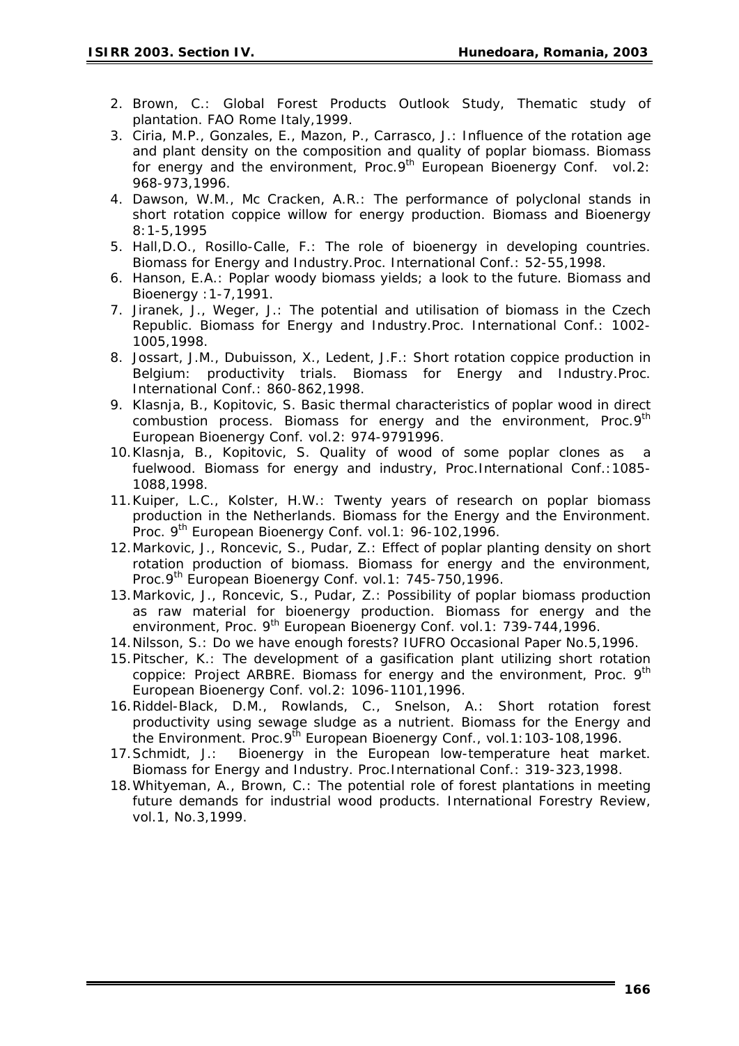2. Brown, C.: Global Forest Products Outlook Study, Thematic study of plantation. FAO Rome Italy,1999.
3. Ciria, M.P., Gonzales, E., Mazon, P., Carrasco, J.: Influence of the rotation age and plant density on the composition and quality of poplar biomass. Biomass for energy and the environment, Proc.9th European Bioenergy Conf. vol.2: 968-973,1996.
4. Dawson, W.M., Mc Cracken, A.R.: The performance of polyclonal stands in short rotation coppice willow for energy production. Biomass and Bioenergy 8:1-5,1995
5. Hall,D.O., Rosillo-Calle, F.: The role of bioenergy in developing countries. Biomass for Energy and Industry.Proc. International Conf.: 52-55,1998.
6. Hanson, E.A.: Poplar woody biomass yields; a look to the future. Biomass and Bioenergy :1-7,1991.
7. Jiranek, J., Weger, J.: The potential and utilisation of biomass in the Czech Republic. Biomass for Energy and Industry.Proc. International Conf.: 1002-1005,1998.
8. Jossart, J.M., Dubuisson, X., Ledent, J.F.: Short rotation coppice production in Belgium: productivity trials. Biomass for Energy and Industry.Proc. International Conf.: 860-862,1998.
9. Klasnja, B., Kopitovic, S. Basic thermal characteristics of poplar wood in direct combustion process. Biomass for energy and the environment, Proc.9th European Bioenergy Conf. vol.2: 974-9791996.
10. Klasnja, B., Kopitovic, S. Quality of wood of some poplar clones as a fuelwood. Biomass for energy and industry, Proc.International Conf.:1085-1088,1998.
11. Kuiper, L.C., Kolster, H.W.: Twenty years of research on poplar biomass production in the Netherlands. Biomass for the Energy and the Environment. Proc. 9th European Bioenergy Conf. vol.1: 96-102,1996.
12. Markovic, J., Roncevic, S., Pudar, Z.: Effect of poplar planting density on short rotation production of biomass. Biomass for energy and the environment, Proc.9th European Bioenergy Conf. vol.1: 745-750,1996.
13. Markovic, J., Roncevic, S., Pudar, Z.: Possibility of poplar biomass production as raw material for bioenergy production. Biomass for energy and the environment, Proc. 9th European Bioenergy Conf. vol.1: 739-744,1996.
14. Nilsson, S.: Do we have enough forests? IUFRO Occasional Paper No.5,1996.
15. Pitscher, K.: The development of a gasification plant utilizing short rotation coppice: Project ARBRE. Biomass for energy and the environment, Proc. 9th European Bioenergy Conf. vol.2: 1096-1101,1996.
16. Riddel-Black, D.M., Rowlands, C., Snelson, A.: Short rotation forest productivity using sewage sludge as a nutrient. Biomass for the Energy and the Environment. Proc.9th European Bioenergy Conf., vol.1:103-108,1996.
17. Schmidt, J.: Bioenergy in the European low-temperature heat market. Biomass for Energy and Industry. Proc.International Conf.: 319-323,1998.
18. Whityeman, A., Brown, C.: The potential role of forest plantations in meeting future demands for industrial wood products. International Forestry Review, vol.1, No.3,1999.